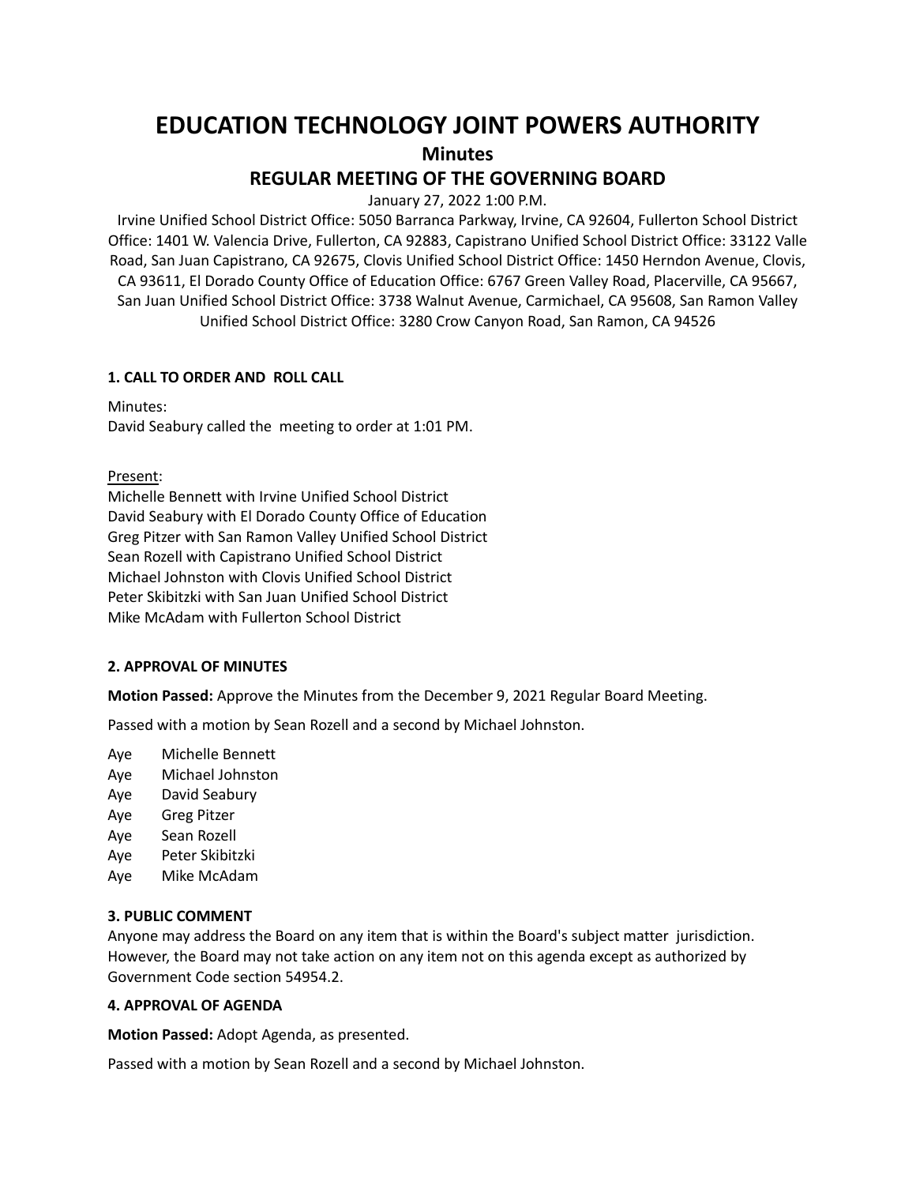# EDUCATION TECHNOLOGY JOINT POWERS AUTHORITY

## Minutes

## REGULAR MEETING OF THE GOVERNING BOARD

January 27, 2022 1:00 P.M.

Irvine Unified School District Office: 5050 Barranca Parkway, Irvine, CA 92604, Fullerton School District Office: 1401 W. Valencia Drive, Fullerton, CA 92883, Capistrano Unified School District Office: 33122 Valle Road, San Juan Capistrano, CA 92675, Clovis Unified School District Office: 1450 Herndon Avenue, Clovis, CA 93611, El Dorado County Office of Education Office: 6767 Green Valley Road, Placerville, CA 95667, San Juan Unified School District Office: 3738 Walnut Avenue, Carmichael, CA 95608, San Ramon Valley Unified School District Office: 3280 Crow Canyon Road, San Ramon, CA 94526

### 1. CALL TO ORDER AND ROLL CALL

Minutes:
David Seabury called the meeting to order at 1:01 PM.

Present:
Michelle Bennett with Irvine Unified School District
David Seabury with El Dorado County Office of Education
Greg Pitzer with San Ramon Valley Unified School District
Sean Rozell with Capistrano Unified School District
Michael Johnston with Clovis Unified School District
Peter Skibitzki with San Juan Unified School District
Mike McAdam with Fullerton School District

### 2. APPROVAL OF MINUTES

**Motion Passed:** Approve the Minutes from the December 9, 2021 Regular Board Meeting.

Passed with a motion by Sean Rozell and a second by Michael Johnston.

- Aye Michelle Bennett
- Aye Michael Johnston
- Aye David Seabury
- Aye Greg Pitzer
- Aye Sean Rozell
- Aye Peter Skibitzki
- Aye Mike McAdam

### 3. PUBLIC COMMENT

Anyone may address the Board on any item that is within the Board's subject matter jurisdiction. However, the Board may not take action on any item not on this agenda except as authorized by Government Code section 54954.2.

### 4. APPROVAL OF AGENDA

**Motion Passed:** Adopt Agenda, as presented.

Passed with a motion by Sean Rozell and a second by Michael Johnston.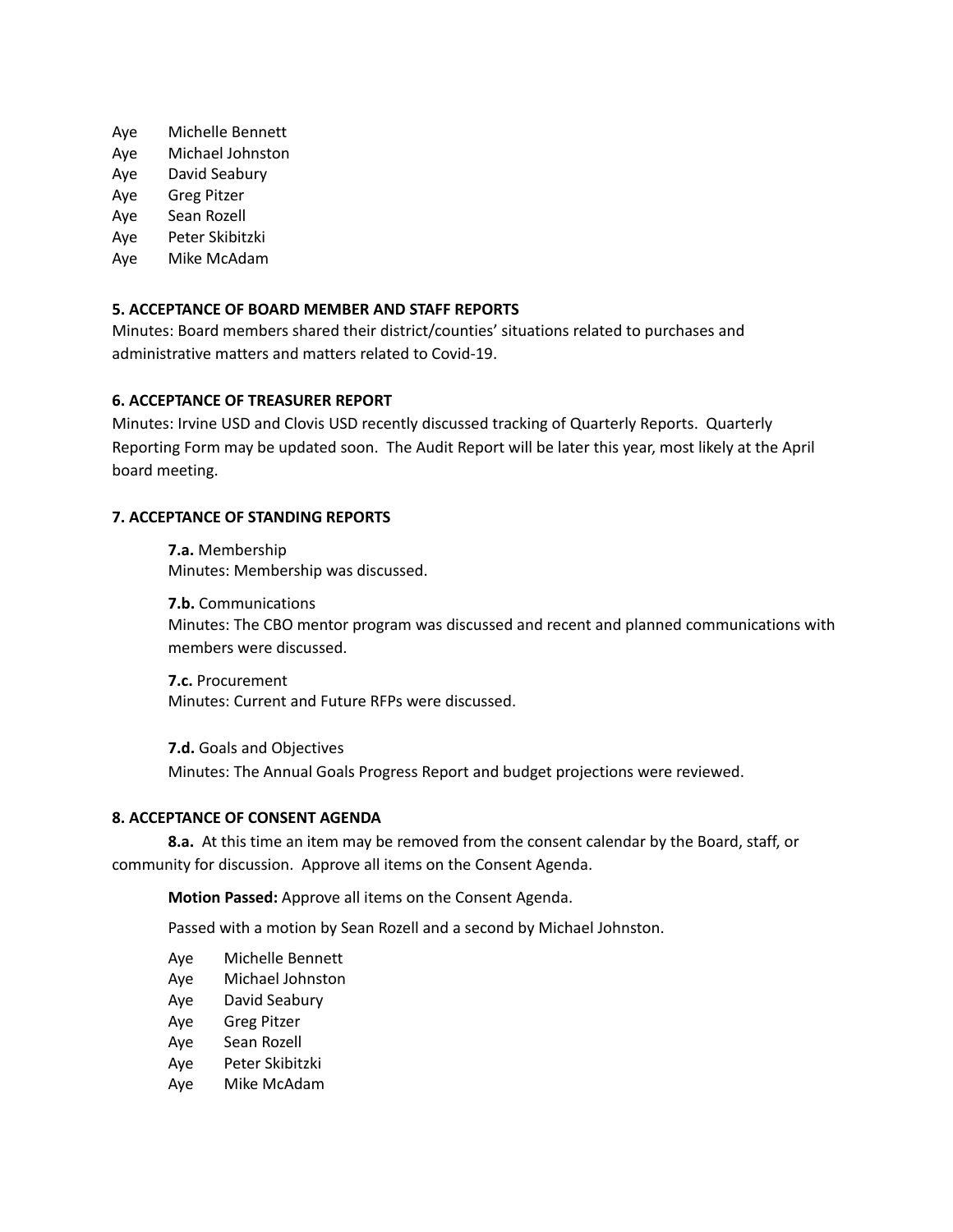Aye Michelle Bennett
Aye Michael Johnston
Aye David Seabury
Aye Greg Pitzer
Aye Sean Rozell
Aye Peter Skibitzki
Aye Mike McAdam

**5. ACCEPTANCE OF BOARD MEMBER AND STAFF REPORTS**

Minutes: Board members shared their district/counties' situations related to purchases and administrative matters and matters related to Covid-19.

**6. ACCEPTANCE OF TREASURER REPORT**

Minutes: Irvine USD and Clovis USD recently discussed tracking of Quarterly Reports. Quarterly Reporting Form may be updated soon. The Audit Report will be later this year, most likely at the April board meeting.

**7. ACCEPTANCE OF STANDING REPORTS**

**7.a.** Membership
Minutes: Membership was discussed.

**7.b.** Communications
Minutes: The CBO mentor program was discussed and recent and planned communications with members were discussed.

**7.c.** Procurement
Minutes: Current and Future RFPs were discussed.

**7.d.** Goals and Objectives
Minutes: The Annual Goals Progress Report and budget projections were reviewed.

**8. ACCEPTANCE OF CONSENT AGENDA**

**8.a.** At this time an item may be removed from the consent calendar by the Board, staff, or community for discussion. Approve all items on the Consent Agenda.

**Motion Passed:** Approve all items on the Consent Agenda.

Passed with a motion by Sean Rozell and a second by Michael Johnston.

Aye Michelle Bennett
Aye Michael Johnston
Aye David Seabury
Aye Greg Pitzer
Aye Sean Rozell
Aye Peter Skibitzki
Aye Mike McAdam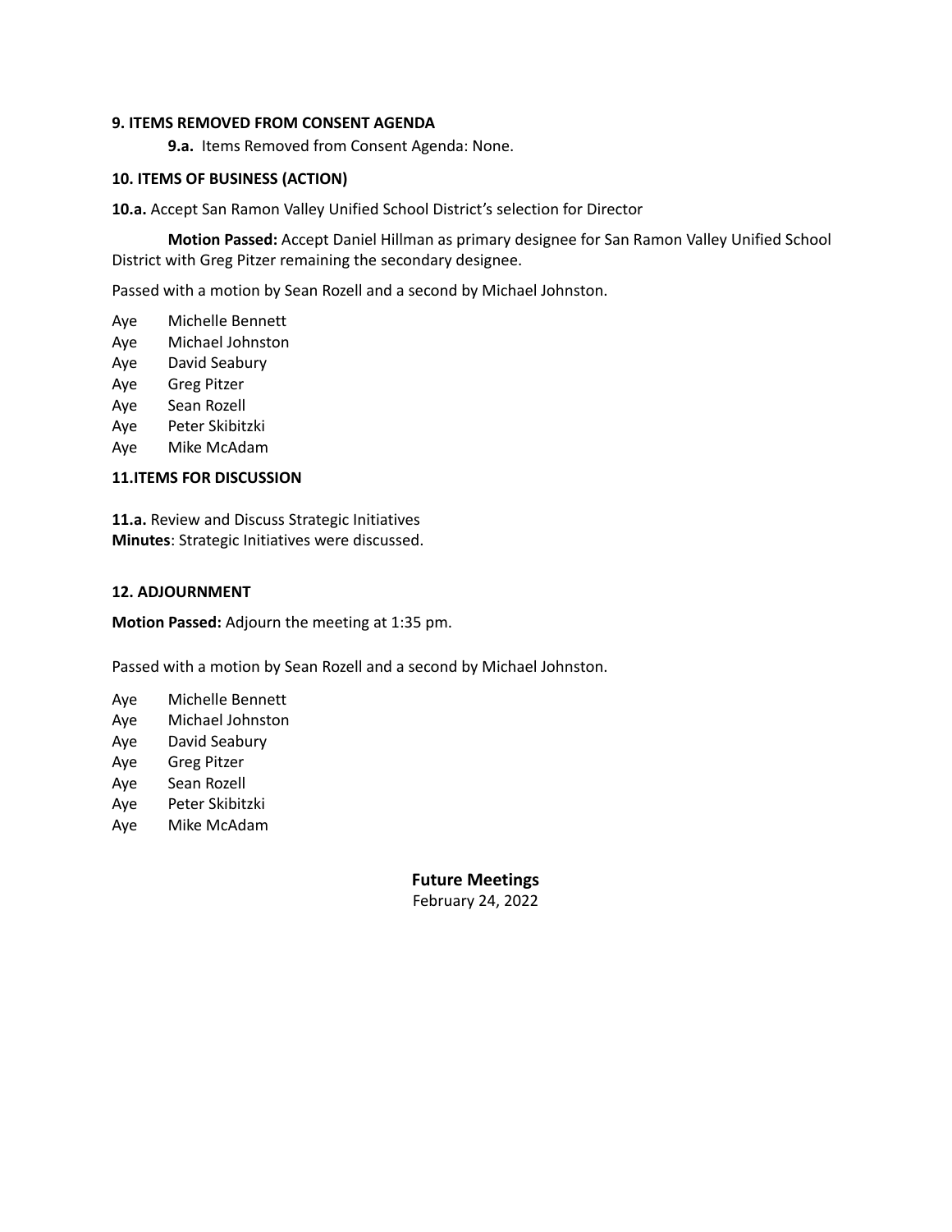**9. ITEMS REMOVED FROM CONSENT AGENDA**

**9.a.** Items Removed from Consent Agenda: None.

**10. ITEMS OF BUSINESS (ACTION)**

**10.a.** Accept San Ramon Valley Unified School District's selection for Director

**Motion Passed:** Accept Daniel Hillman as primary designee for San Ramon Valley Unified School District with Greg Pitzer remaining the secondary designee.

Passed with a motion by Sean Rozell and a second by Michael Johnston.

Aye Michelle Bennett
Aye Michael Johnston
Aye David Seabury
Aye Greg Pitzer
Aye Sean Rozell
Aye Peter Skibitzki
Aye Mike McAdam

**11.ITEMS FOR DISCUSSION**

**11.a.** Review and Discuss Strategic Initiatives
**Minutes**: Strategic Initiatives were discussed.

**12. ADJOURNMENT**

**Motion Passed:** Adjourn the meeting at 1:35 pm.

Passed with a motion by Sean Rozell and a second by Michael Johnston.

Aye Michelle Bennett
Aye Michael Johnston
Aye David Seabury
Aye Greg Pitzer
Aye Sean Rozell
Aye Peter Skibitzki
Aye Mike McAdam

**Future Meetings**
February 24, 2022